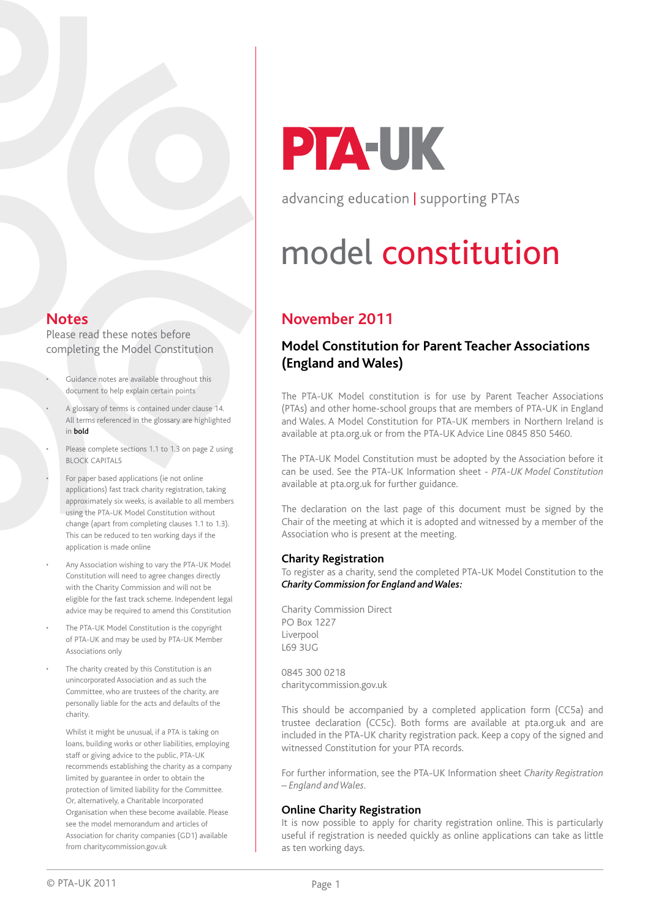# PTA-UK

advancing education | supporting PTAs

# model constitution

## November 2011

### Model Constitution for Parent Teacher Associations (England and Wales)

The PTA-UK Model constitution is for use by Parent Teacher Associations (PTAs) and other home-school groups that are members of PTA-UK in England and Wales. A Model Constitution for PTA-UK members in Northern Ireland is available at pta.org.uk or from the PTA-UK Advice Line 0845 850 5460.

The PTA-UK Model Constitution must be adopted by the Association before it can be used. See the PTA-UK Information sheet - *PTA-UK Model Constitution* available at pta.org.uk for further guidance.

The declaration on the last page of this document must be signed by the Chair of the meeting at which it is adopted and witnessed by a member of the Association who is present at the meeting.

### Charity Registration

To register as a charity, send the completed PTA-UK Model Constitution to the ***Charity Commission for England and Wales:***

Charity Commission Direct
PO Box 1227
Liverpool
L69 3UG

0845 300 0218
charitycommission.gov.uk

This should be accompanied by a completed application form (CC5a) and trustee declaration (CC5c). Both forms are available at pta.org.uk and are included in the PTA-UK charity registration pack. Keep a copy of the signed and witnessed Constitution for your PTA records.

For further information, see the PTA-UK Information sheet *Charity Registration – England and Wales*.

### Online Charity Registration

It is now possible to apply for charity registration online. This is particularly useful if registration is needed quickly as online applications can take as little as ten working days.

## Notes

Please read these notes before completing the Model Constitution

- Guidance notes are available throughout this document to help explain certain points
- A glossary of terms is contained under clause 14. All terms referenced in the glossary are highlighted in **bold**
- Please complete sections 1.1 to 1.3 on page 2 using BLOCK CAPITALS
- For paper based applications (ie not online applications) fast track charity registration, taking approximately six weeks, is available to all members using the PTA-UK Model Constitution without change (apart from completing clauses 1.1 to 1.3). This can be reduced to ten working days if the application is made online
- Any Association wishing to vary the PTA-UK Model Constitution will need to agree changes directly with the Charity Commission and will not be eligible for the fast track scheme. Independent legal advice may be required to amend this Constitution
- The PTA-UK Model Constitution is the copyright of PTA-UK and may be used by PTA-UK Member Associations only
- The charity created by this Constitution is an unincorporated Association and as such the Committee, who are trustees of the charity, are personally liable for the acts and defaults of the charity.

  Whilst it might be unusual, if a PTA is taking on loans, building works or other liabilities, employing staff or giving advice to the public, PTA-UK recommends establishing the charity as a company limited by guarantee in order to obtain the protection of limited liability for the Committee. Or, alternatively, a Charitable Incorporated Organisation when these become available. Please see the model memorandum and articles of Association for charity companies (GD1) available from charitycommission.gov.uk

© PTA-UK 2011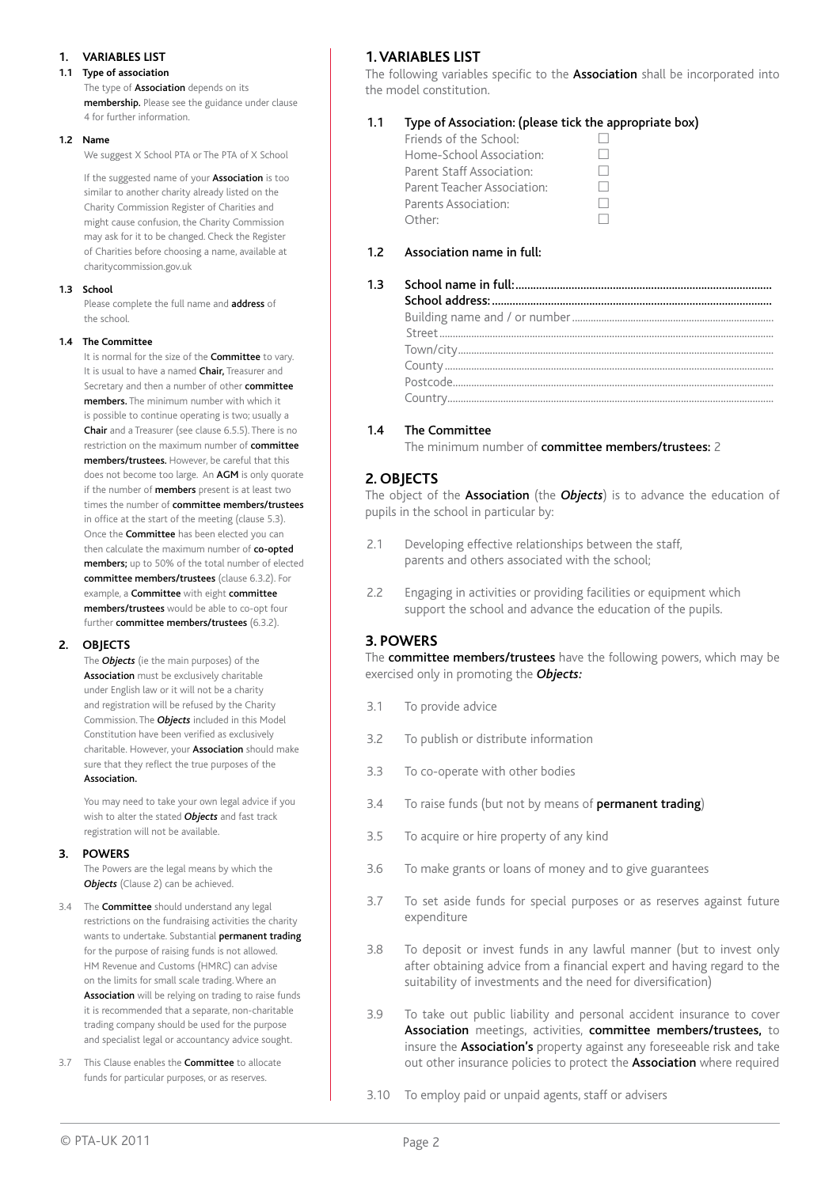## 1. VARIABLES LIST

### 1.1 Type of association

The type of **Association** depends on its **membership.** Please see the guidance under clause 4 for further information.

### 1.2 Name

We suggest X School PTA or The PTA of X School

If the suggested name of your **Association** is too similar to another charity already listed on the Charity Commission Register of Charities and might cause confusion, the Charity Commission may ask for it to be changed. Check the Register of Charities before choosing a name, available at charitycommission.gov.uk

### 1.3 School

Please complete the full name and **address** of the school.

### 1.4 The Committee

It is normal for the size of the **Committee** to vary. It is usual to have a named **Chair,** Treasurer and Secretary and then a number of other **committee members.** The minimum number with which it is possible to continue operating is two; usually a **Chair** and a Treasurer (see clause 6.5.5). There is no restriction on the maximum number of **committee members/trustees.** However, be careful that this does not become too large. An **AGM** is only quorate if the number of **members** present is at least two times the number of **committee members/trustees** in office at the start of the meeting (clause 5.3). Once the **Committee** has been elected you can then calculate the maximum number of **co-opted members;** up to 50% of the total number of elected **committee members/trustees** (clause 6.3.2). For example, a **Committee** with eight **committee members/trustees** would be able to co-opt four further **committee members/trustees** (6.3.2).

## 2. OBJECTS

The ***Objects*** (ie the main purposes) of the **Association** must be exclusively charitable under English law or it will not be a charity and registration will be refused by the Charity Commission. The ***Objects*** included in this Model Constitution have been verified as exclusively charitable. However, your **Association** should make sure that they reflect the true purposes of the **Association.**

You may need to take your own legal advice if you wish to alter the stated ***Objects*** and fast track registration will not be available.

## 3. POWERS

The Powers are the legal means by which the ***Objects*** (Clause 2) can be achieved.

3.4 The **Committee** should understand any legal restrictions on the fundraising activities the charity wants to undertake. Substantial **permanent trading** for the purpose of raising funds is not allowed. HM Revenue and Customs (HMRC) can advise on the limits for small scale trading. Where an **Association** will be relying on trading to raise funds it is recommended that a separate, non-charitable trading company should be used for the purpose and specialist legal or accountancy advice sought.

3.7 This Clause enables the **Committee** to allocate funds for particular purposes, or as reserves.

# 1. VARIABLES LIST

The following variables specific to the **Association** shall be incorporated into the model constitution.

**1.1 Type of Association: (please tick the appropriate box)**

- Friends of the School: ☐
- Home-School Association: ☐
- Parent Staff Association: ☐
- Parent Teacher Association: ☐
- Parents Association: ☐
- Other: ☐

**1.2 Association name in full:**

**1.3 School name in full:**......................................................................................

**School address:**..............................................................................................

Building name and / or number..........................................................................

Street..................................................................................................................

Town/city.............................................................................................................

County.................................................................................................................

Postcode.............................................................................................................

Country................................................................................................................

**1.4 The Committee**

The minimum number of **committee members/trustees:** 2

# 2. OBJECTS

The object of the **Association** (the ***Objects***) is to advance the education of pupils in the school in particular by:

2.1 Developing effective relationships between the staff, parents and others associated with the school;

2.2 Engaging in activities or providing facilities or equipment which support the school and advance the education of the pupils.

# 3. POWERS

The **committee members/trustees** have the following powers, which may be exercised only in promoting the ***Objects:***

3.1 To provide advice

3.2 To publish or distribute information

3.3 To co-operate with other bodies

3.4 To raise funds (but not by means of **permanent trading**)

3.5 To acquire or hire property of any kind

3.6 To make grants or loans of money and to give guarantees

3.7 To set aside funds for special purposes or as reserves against future expenditure

3.8 To deposit or invest funds in any lawful manner (but to invest only after obtaining advice from a financial expert and having regard to the suitability of investments and the need for diversification)

3.9 To take out public liability and personal accident insurance to cover **Association** meetings, activities, **committee members/trustees,** to insure the **Association's** property against any foreseeable risk and take out other insurance policies to protect the **Association** where required

3.10 To employ paid or unpaid agents, staff or advisers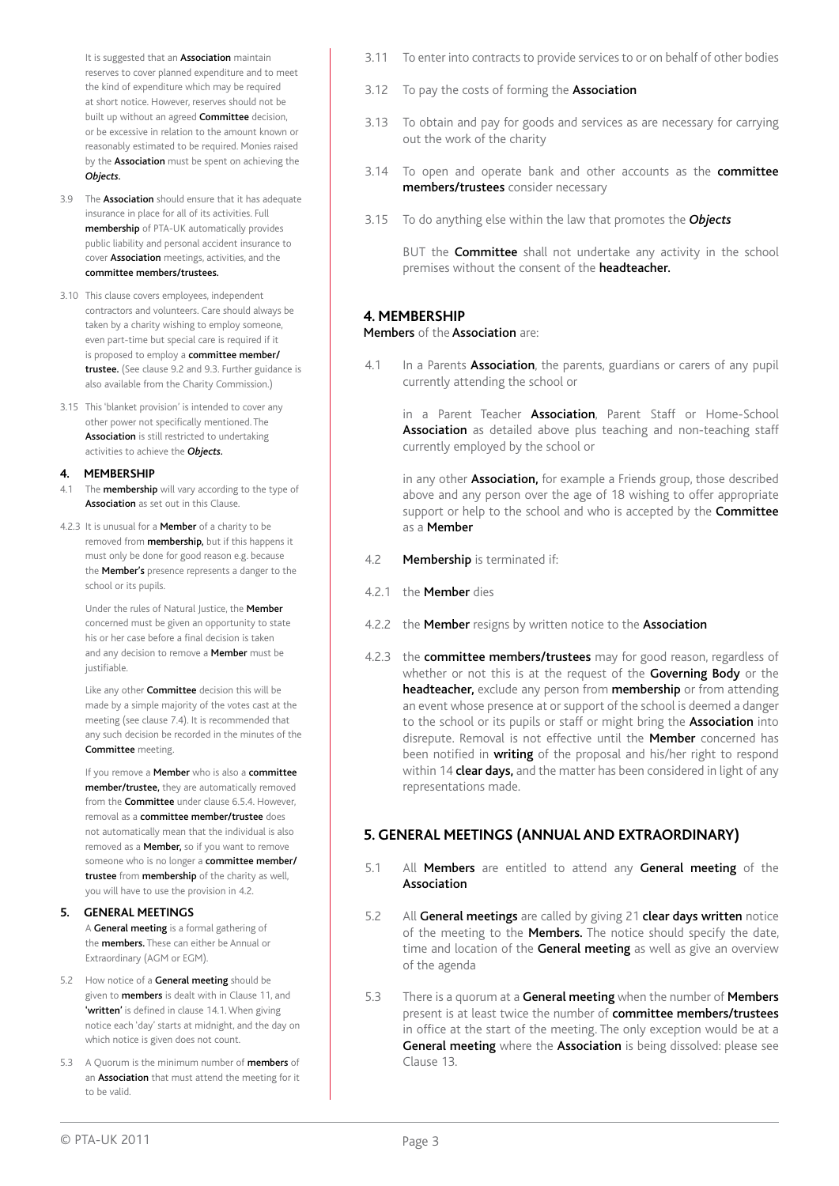It is suggested that an **Association** maintain reserves to cover planned expenditure and to meet the kind of expenditure which may be required at short notice. However, reserves should not be built up without an agreed **Committee** decision, or be excessive in relation to the amount known or reasonably estimated to be required. Monies raised by the **Association** must be spent on achieving the ***Objects***.

3.9 The **Association** should ensure that it has adequate insurance in place for all of its activities. Full **membership** of PTA-UK automatically provides public liability and personal accident insurance to cover **Association** meetings, activities, and the **committee members/trustees.**

3.10 This clause covers employees, independent contractors and volunteers. Care should always be taken by a charity wishing to employ someone, even part-time but special care is required if it is proposed to employ a **committee member/trustee.** (See clause 9.2 and 9.3. Further guidance is also available from the Charity Commission.)

3.15 This 'blanket provision' is intended to cover any other power not specifically mentioned. The **Association** is still restricted to undertaking activities to achieve the ***Objects.***

**4. MEMBERSHIP**

4.1 The **membership** will vary according to the type of **Association** as set out in this Clause.

4.2.3 It is unusual for a **Member** of a charity to be removed from **membership,** but if this happens it must only be done for good reason e.g. because the **Member's** presence represents a danger to the school or its pupils.

Under the rules of Natural Justice, the **Member** concerned must be given an opportunity to state his or her case before a final decision is taken and any decision to remove a **Member** must be justifiable.

Like any other **Committee** decision this will be made by a simple majority of the votes cast at the meeting (see clause 7.4). It is recommended that any such decision be recorded in the minutes of the **Committee** meeting.

If you remove a **Member** who is also a **committee member/trustee,** they are automatically removed from the **Committee** under clause 6.5.4. However, removal as a **committee member/trustee** does not automatically mean that the individual is also removed as a **Member,** so if you want to remove someone who is no longer a **committee member/trustee** from **membership** of the charity as well, you will have to use the provision in 4.2.

**5. GENERAL MEETINGS**

A **General meeting** is a formal gathering of the **members.** These can either be Annual or Extraordinary (AGM or EGM).

5.2 How notice of a **General meeting** should be given to **members** is dealt with in Clause 11, and **'written'** is defined in clause 14.1. When giving notice each 'day' starts at midnight, and the day on which notice is given does not count.

5.3 A Quorum is the minimum number of **members** of an **Association** that must attend the meeting for it to be valid.

3.11 To enter into contracts to provide services to or on behalf of other bodies

3.12 To pay the costs of forming the **Association**

3.13 To obtain and pay for goods and services as are necessary for carrying out the work of the charity

3.14 To open and operate bank and other accounts as the **committee members/trustees** consider necessary

3.15 To do anything else within the law that promotes the ***Objects***

BUT the **Committee** shall not undertake any activity in the school premises without the consent of the **headteacher.**

## 4. MEMBERSHIP

**Members** of the **Association** are:

4.1 In a Parents **Association**, the parents, guardians or carers of any pupil currently attending the school or

in a Parent Teacher **Association**, Parent Staff or Home-School **Association** as detailed above plus teaching and non-teaching staff currently employed by the school or

in any other **Association,** for example a Friends group, those described above and any person over the age of 18 wishing to offer appropriate support or help to the school and who is accepted by the **Committee** as a **Member**

4.2 **Membership** is terminated if:

4.2.1 the **Member** dies

4.2.2 the **Member** resigns by written notice to the **Association**

4.2.3 the **committee members/trustees** may for good reason, regardless of whether or not this is at the request of the **Governing Body** or the **headteacher,** exclude any person from **membership** or from attending an event whose presence at or support of the school is deemed a danger to the school or its pupils or staff or might bring the **Association** into disrepute. Removal is not effective until the **Member** concerned has been notified in **writing** of the proposal and his/her right to respond within 14 **clear days,** and the matter has been considered in light of any representations made.

## 5. GENERAL MEETINGS (ANNUAL AND EXTRAORDINARY)

5.1 All **Members** are entitled to attend any **General meeting** of the **Association**

5.2 All **General meetings** are called by giving 21 **clear days written** notice of the meeting to the **Members.** The notice should specify the date, time and location of the **General meeting** as well as give an overview of the agenda

5.3 There is a quorum at a **General meeting** when the number of **Members** present is at least twice the number of **committee members/trustees** in office at the start of the meeting. The only exception would be at a **General meeting** where the **Association** is being dissolved: please see Clause 13.

© PTA-UK 2011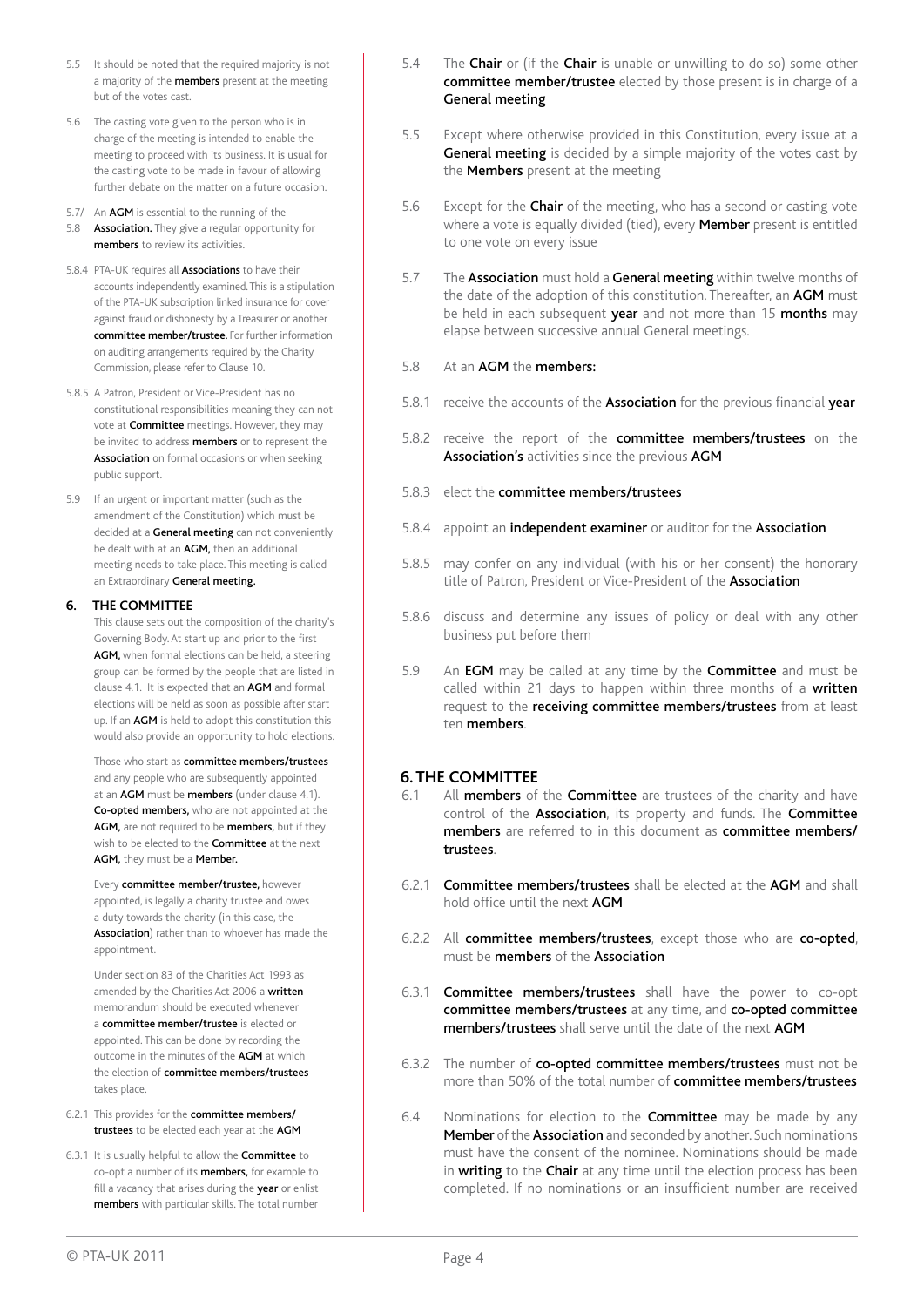5.5 It should be noted that the required majority is not a majority of the **members** present at the meeting but of the votes cast.

5.6 The casting vote given to the person who is in charge of the meeting is intended to enable the meeting to proceed with its business. It is usual for the casting vote to be made in favour of allowing further debate on the matter on a future occasion.

5.7/ 5.8 An **AGM** is essential to the running of the **Association.** They give a regular opportunity for **members** to review its activities.

5.8.4 PTA-UK requires all **Associations** to have their accounts independently examined. This is a stipulation of the PTA-UK subscription linked insurance for cover against fraud or dishonesty by a Treasurer or another **committee member/trustee.** For further information on auditing arrangements required by the Charity Commission, please refer to Clause 10.

5.8.5 A Patron, President or Vice-President has no constitutional responsibilities meaning they can not vote at **Committee** meetings. However, they may be invited to address **members** or to represent the **Association** on formal occasions or when seeking public support.

5.9 If an urgent or important matter (such as the amendment of the Constitution) which must be decided at a **General meeting** can not conveniently be dealt with at an **AGM,** then an additional meeting needs to take place. This meeting is called an Extraordinary **General meeting.**

**6. THE COMMITTEE**

This clause sets out the composition of the charity's Governing Body. At start up and prior to the first **AGM,** when formal elections can be held, a steering group can be formed by the people that are listed in clause 4.1. It is expected that an **AGM** and formal elections will be held as soon as possible after start up. If an **AGM** is held to adopt this constitution this would also provide an opportunity to hold elections.

Those who start as **committee members/trustees** and any people who are subsequently appointed at an **AGM** must be **members** (under clause 4.1). **Co-opted members,** who are not appointed at the **AGM,** are not required to be **members,** but if they wish to be elected to the **Committee** at the next **AGM,** they must be a **Member.**

Every **committee member/trustee,** however appointed, is legally a charity trustee and owes a duty towards the charity (in this case, the **Association**) rather than to whoever has made the appointment.

Under section 83 of the Charities Act 1993 as amended by the Charities Act 2006 a **written** memorandum should be executed whenever a **committee member/trustee** is elected or appointed. This can be done by recording the outcome in the minutes of the **AGM** at which the election of **committee members/trustees** takes place.

6.2.1 This provides for the **committee members/ trustees** to be elected each year at the **AGM**

6.3.1 It is usually helpful to allow the **Committee** to co-opt a number of its **members,** for example to fill a vacancy that arises during the **year** or enlist **members** with particular skills. The total number

5.4 The **Chair** or (if the **Chair** is unable or unwilling to do so) some other **committee member/trustee** elected by those present is in charge of a **General meeting**

5.5 Except where otherwise provided in this Constitution, every issue at a **General meeting** is decided by a simple majority of the votes cast by the **Members** present at the meeting

5.6 Except for the **Chair** of the meeting, who has a second or casting vote where a vote is equally divided (tied), every **Member** present is entitled to one vote on every issue

5.7 The **Association** must hold a **General meeting** within twelve months of the date of the adoption of this constitution. Thereafter, an **AGM** must be held in each subsequent **year** and not more than 15 **months** may elapse between successive annual General meetings.

5.8 At an **AGM** the **members:**

5.8.1 receive the accounts of the **Association** for the previous financial **year**

5.8.2 receive the report of the **committee members/trustees** on the **Association's** activities since the previous **AGM**

5.8.3 elect the **committee members/trustees**

5.8.4 appoint an **independent examiner** or auditor for the **Association**

5.8.5 may confer on any individual (with his or her consent) the honorary title of Patron, President or Vice-President of the **Association**

5.8.6 discuss and determine any issues of policy or deal with any other business put before them

5.9 An **EGM** may be called at any time by the **Committee** and must be called within 21 days to happen within three months of a **written** request to the **receiving committee members/trustees** from at least ten **members**.

## 6. THE COMMITTEE

6.1 All **members** of the **Committee** are trustees of the charity and have control of the **Association**, its property and funds. The **Committee members** are referred to in this document as **committee members/ trustees**.

6.2.1 **Committee members/trustees** shall be elected at the **AGM** and shall hold office until the next **AGM**

6.2.2 All **committee members/trustees**, except those who are **co-opted**, must be **members** of the **Association**

6.3.1 **Committee members/trustees** shall have the power to co-opt **committee members/trustees** at any time, and **co-opted committee members/trustees** shall serve until the date of the next **AGM**

6.3.2 The number of **co-opted committee members/trustees** must not be more than 50% of the total number of **committee members/trustees**

6.4 Nominations for election to the **Committee** may be made by any **Member** of the **Association** and seconded by another. Such nominations must have the consent of the nominee. Nominations should be made in **writing** to the **Chair** at any time until the election process has been completed. If no nominations or an insufficient number are received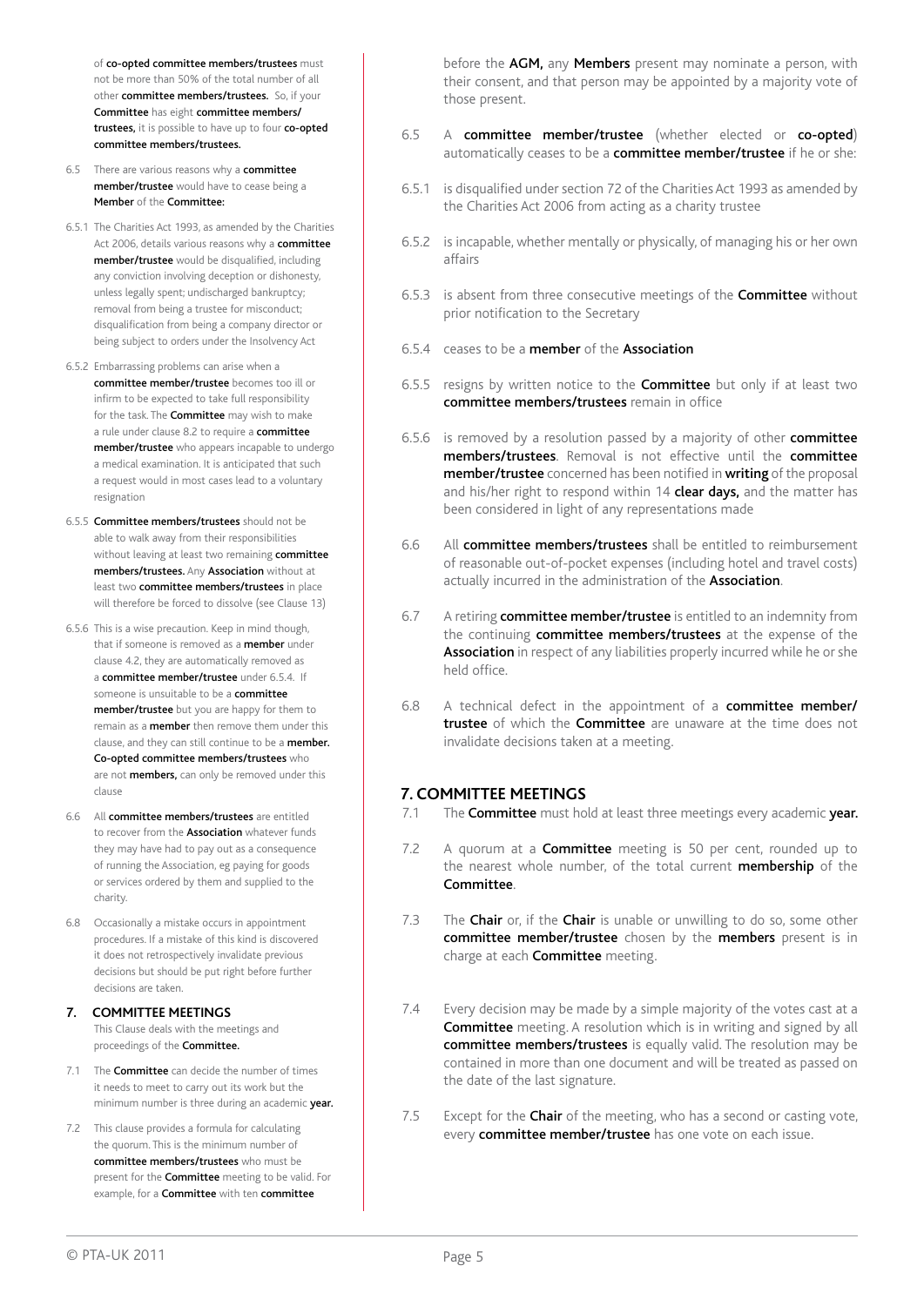of **co-opted committee members/trustees** must not be more than 50% of the total number of all other **committee members/trustees.** So, if your **Committee** has eight **committee members/trustees,** it is possible to have up to four **co-opted committee members/trustees.**

6.5 There are various reasons why a **committee member/trustee** would have to cease being a **Member** of the **Committee:**

6.5.1 The Charities Act 1993, as amended by the Charities Act 2006, details various reasons why a **committee member/trustee** would be disqualified, including any conviction involving deception or dishonesty, unless legally spent; undischarged bankruptcy; removal from being a trustee for misconduct; disqualification from being a company director or being subject to orders under the Insolvency Act

6.5.2 Embarrassing problems can arise when a **committee member/trustee** becomes too ill or infirm to be expected to take full responsibility for the task. The **Committee** may wish to make a rule under clause 8.2 to require a **committee member/trustee** who appears incapable to undergo a medical examination. It is anticipated that such a request would in most cases lead to a voluntary resignation

6.5.5 **Committee members/trustees** should not be able to walk away from their responsibilities without leaving at least two remaining **committee members/trustees.** Any **Association** without at least two **committee members/trustees** in place will therefore be forced to dissolve (see Clause 13)

6.5.6 This is a wise precaution. Keep in mind though, that if someone is removed as a **member** under clause 4.2, they are automatically removed as a **committee member/trustee** under 6.5.4. If someone is unsuitable to be a **committee member/trustee** but you are happy for them to remain as a **member** then remove them under this clause, and they can still continue to be a **member. Co-opted committee members/trustees** who are not **members,** can only be removed under this clause

6.6 All **committee members/trustees** are entitled to recover from the **Association** whatever funds they may have had to pay out as a consequence of running the Association, eg paying for goods or services ordered by them and supplied to the charity.

6.8 Occasionally a mistake occurs in appointment procedures. If a mistake of this kind is discovered it does not retrospectively invalidate previous decisions but should be put right before further decisions are taken.

**7. COMMITTEE MEETINGS**

This Clause deals with the meetings and proceedings of the **Committee.**

7.1 The **Committee** can decide the number of times it needs to meet to carry out its work but the minimum number is three during an academic **year.**

7.2 This clause provides a formula for calculating the quorum. This is the minimum number of **committee members/trustees** who must be present for the **Committee** meeting to be valid. For example, for a **Committee** with ten **committee**

before the **AGM,** any **Members** present may nominate a person, with their consent, and that person may be appointed by a majority vote of those present.

6.5 A **committee member/trustee** (whether elected or **co-opted**) automatically ceases to be a **committee member/trustee** if he or she:

6.5.1 is disqualified under section 72 of the Charities Act 1993 as amended by the Charities Act 2006 from acting as a charity trustee

6.5.2 is incapable, whether mentally or physically, of managing his or her own affairs

6.5.3 is absent from three consecutive meetings of the **Committee** without prior notification to the Secretary

6.5.4 ceases to be a **member** of the **Association**

6.5.5 resigns by written notice to the **Committee** but only if at least two **committee members/trustees** remain in office

6.5.6 is removed by a resolution passed by a majority of other **committee members/trustees**. Removal is not effective until the **committee member/trustee** concerned has been notified in **writing** of the proposal and his/her right to respond within 14 **clear days,** and the matter has been considered in light of any representations made

6.6 All **committee members/trustees** shall be entitled to reimbursement of reasonable out-of-pocket expenses (including hotel and travel costs) actually incurred in the administration of the **Association**.

6.7 A retiring **committee member/trustee** is entitled to an indemnity from the continuing **committee members/trustees** at the expense of the **Association** in respect of any liabilities properly incurred while he or she held office.

6.8 A technical defect in the appointment of a **committee member/trustee** of which the **Committee** are unaware at the time does not invalidate decisions taken at a meeting.

## 7. COMMITTEE MEETINGS

7.1 The **Committee** must hold at least three meetings every academic **year.**

7.2 A quorum at a **Committee** meeting is 50 per cent, rounded up to the nearest whole number, of the total current **membership** of the **Committee**.

7.3 The **Chair** or, if the **Chair** is unable or unwilling to do so, some other **committee member/trustee** chosen by the **members** present is in charge at each **Committee** meeting.

7.4 Every decision may be made by a simple majority of the votes cast at a **Committee** meeting. A resolution which is in writing and signed by all **committee members/trustees** is equally valid. The resolution may be contained in more than one document and will be treated as passed on the date of the last signature.

7.5 Except for the **Chair** of the meeting, who has a second or casting vote, every **committee member/trustee** has one vote on each issue.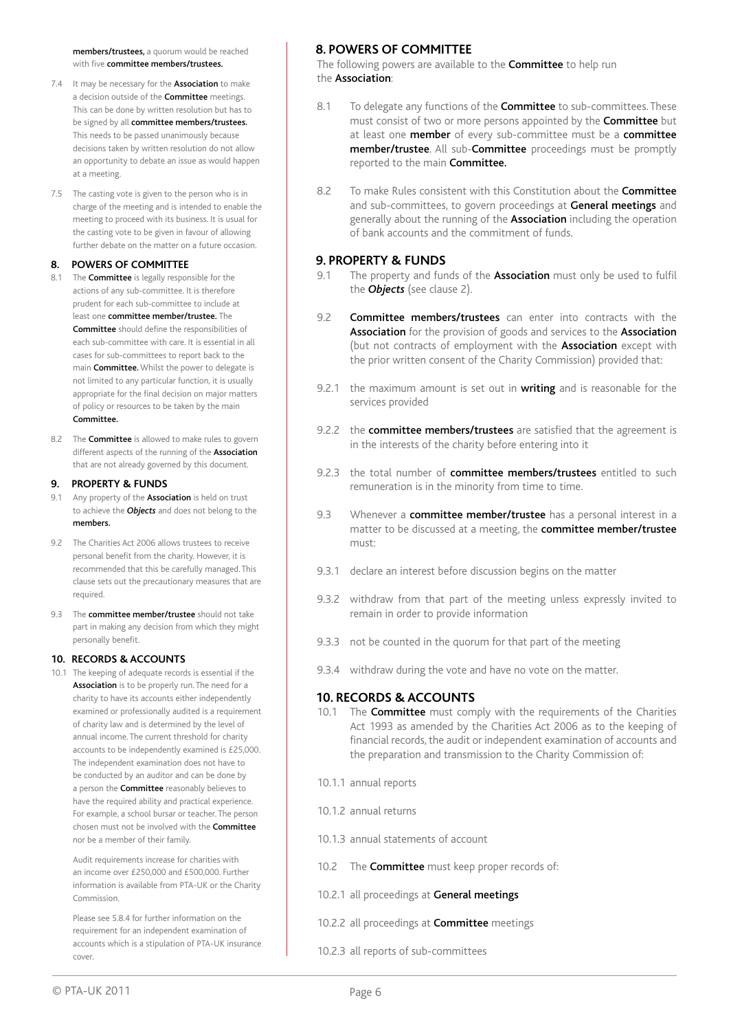members/trustees, a quorum would be reached with five **committee members/trustees.**

7.4 It may be necessary for the **Association** to make a decision outside of the **Committee** meetings. This can be done by written resolution but has to be signed by all **committee members/trustees.** This needs to be passed unanimously because decisions taken by written resolution do not allow an opportunity to debate an issue as would happen at a meeting.

7.5 The casting vote is given to the person who is in charge of the meeting and is intended to enable the meeting to proceed with its business. It is usual for the casting vote to be given in favour of allowing further debate on the matter on a future occasion.

#### 8. POWERS OF COMMITTEE

8.1 The **Committee** is legally responsible for the actions of any sub-committee. It is therefore prudent for each sub-committee to include at least one **committee member/trustee.** The **Committee** should define the responsibilities of each sub-committee with care. It is essential in all cases for sub-committees to report back to the main **Committee.** Whilst the power to delegate is not limited to any particular function, it is usually appropriate for the final decision on major matters of policy or resources to be taken by the main **Committee.**

8.2 The **Committee** is allowed to make rules to govern different aspects of the running of the **Association** that are not already governed by this document.

#### 9. PROPERTY & FUNDS

9.1 Any property of the **Association** is held on trust to achieve the ***Objects*** and does not belong to the **members.**

9.2 The Charities Act 2006 allows trustees to receive personal benefit from the charity. However, it is recommended that this be carefully managed. This clause sets out the precautionary measures that are required.

9.3 The **committee member/trustee** should not take part in making any decision from which they might personally benefit.

#### 10. RECORDS & ACCOUNTS

10.1 The keeping of adequate records is essential if the **Association** is to be properly run. The need for a charity to have its accounts either independently examined or professionally audited is a requirement of charity law and is determined by the level of annual income. The current threshold for charity accounts to be independently examined is £25,000. The independent examination does not have to be conducted by an auditor and can be done by a person the **Committee** reasonably believes to have the required ability and practical experience. For example, a school bursar or teacher. The person chosen must not be involved with the **Committee** nor be a member of their family.

Audit requirements increase for charities with an income over £250,000 and £500,000. Further information is available from PTA-UK or the Charity Commission.

Please see 5.8.4 for further information on the requirement for an independent examination of accounts which is a stipulation of PTA-UK insurance cover.

## 8. POWERS OF COMMITTEE

The following powers are available to the **Committee** to help run the **Association**:

8.1 To delegate any functions of the **Committee** to sub-committees. These must consist of two or more persons appointed by the **Committee** but at least one **member** of every sub-committee must be a **committee member/trustee**. All sub-**Committee** proceedings must be promptly reported to the main **Committee.**

8.2 To make Rules consistent with this Constitution about the **Committee** and sub-committees, to govern proceedings at **General meetings** and generally about the running of the **Association** including the operation of bank accounts and the commitment of funds.

## 9. PROPERTY & FUNDS

9.1 The property and funds of the **Association** must only be used to fulfil the ***Objects*** (see clause 2).

9.2 **Committee members/trustees** can enter into contracts with the **Association** for the provision of goods and services to the **Association** (but not contracts of employment with the **Association** except with the prior written consent of the Charity Commission) provided that:

9.2.1 the maximum amount is set out in **writing** and is reasonable for the services provided

9.2.2 the **committee members/trustees** are satisfied that the agreement is in the interests of the charity before entering into it

9.2.3 the total number of **committee members/trustees** entitled to such remuneration is in the minority from time to time.

9.3 Whenever a **committee member/trustee** has a personal interest in a matter to be discussed at a meeting, the **committee member/trustee** must:

9.3.1 declare an interest before discussion begins on the matter

9.3.2 withdraw from that part of the meeting unless expressly invited to remain in order to provide information

9.3.3 not be counted in the quorum for that part of the meeting

9.3.4 withdraw during the vote and have no vote on the matter.

## 10. RECORDS & ACCOUNTS

10.1 The **Committee** must comply with the requirements of the Charities Act 1993 as amended by the Charities Act 2006 as to the keeping of financial records, the audit or independent examination of accounts and the preparation and transmission to the Charity Commission of:

10.1.1 annual reports

10.1.2 annual returns

10.1.3 annual statements of account

10.2 The **Committee** must keep proper records of:

10.2.1 all proceedings at **General meetings**

10.2.2 all proceedings at **Committee** meetings

10.2.3 all reports of sub-committees

© PTA-UK 2011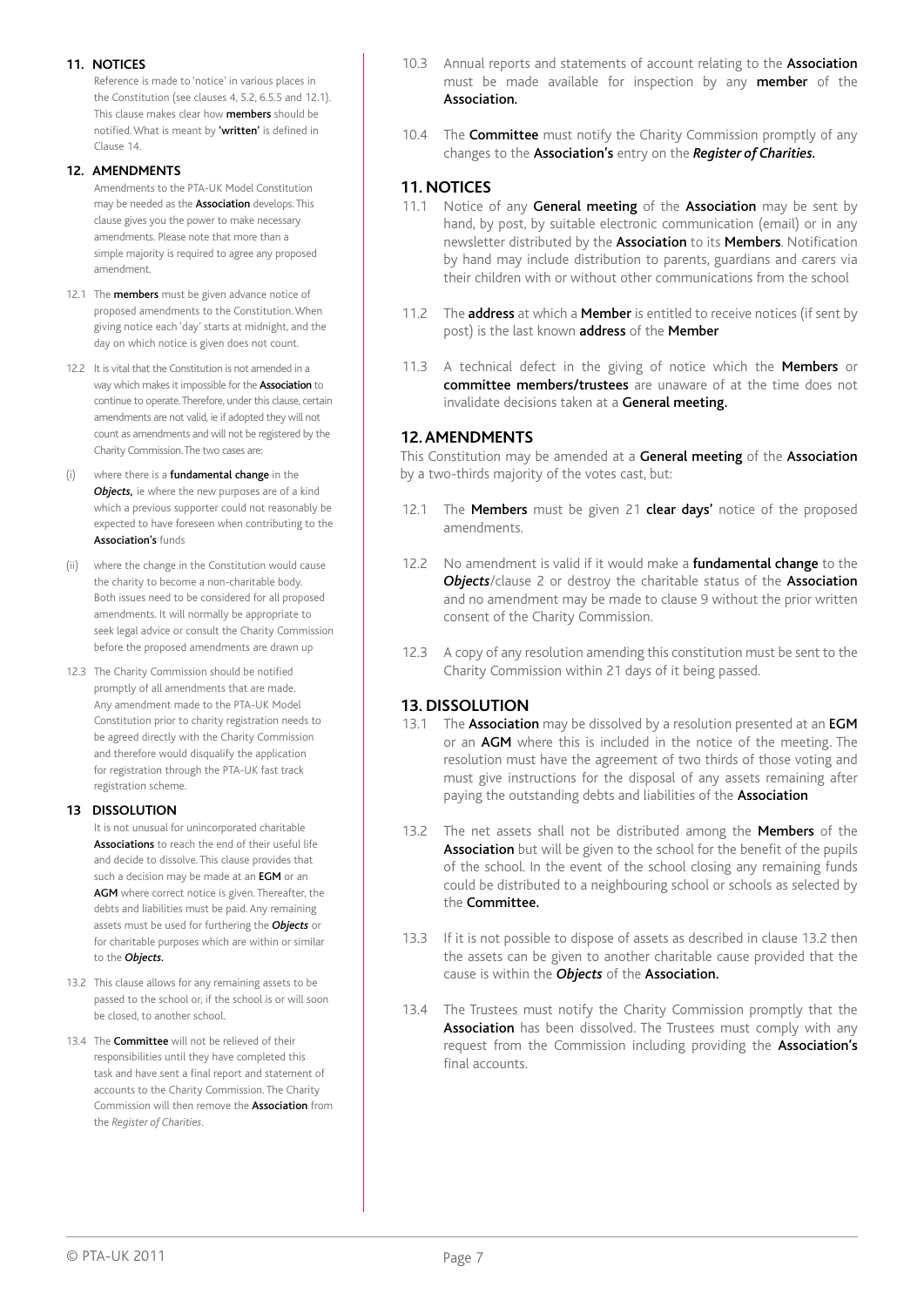**11. NOTICES**

Reference is made to 'notice' in various places in the Constitution (see clauses 4, 5.2, 6.5.5 and 12.1). This clause makes clear how **members** should be notified. What is meant by **'written'** is defined in Clause 14.

**12. AMENDMENTS**

Amendments to the PTA-UK Model Constitution may be needed as the **Association** develops. This clause gives you the power to make necessary amendments. Please note that more than a simple majority is required to agree any proposed amendment.

12.1 The **members** must be given advance notice of proposed amendments to the Constitution. When giving notice each 'day' starts at midnight, and the day on which notice is given does not count.

12.2 It is vital that the Constitution is not amended in a way which makes it impossible for the **Association** to continue to operate. Therefore, under this clause, certain amendments are not valid, ie if adopted they will not count as amendments and will not be registered by the Charity Commission. The two cases are:

(i) where there is a **fundamental change** in the ***Objects***, ie where the new purposes are of a kind which a previous supporter could not reasonably be expected to have foreseen when contributing to the **Association's** funds

(ii) where the change in the Constitution would cause the charity to become a non-charitable body. Both issues need to be considered for all proposed amendments. It will normally be appropriate to seek legal advice or consult the Charity Commission before the proposed amendments are drawn up

12.3 The Charity Commission should be notified promptly of all amendments that are made. Any amendment made to the PTA-UK Model Constitution prior to charity registration needs to be agreed directly with the Charity Commission and therefore would disqualify the application for registration through the PTA-UK fast track registration scheme.

**13 DISSOLUTION**

It is not unusual for unincorporated charitable **Associations** to reach the end of their useful life and decide to dissolve. This clause provides that such a decision may be made at an **EGM** or an **AGM** where correct notice is given. Thereafter, the debts and liabilities must be paid. Any remaining assets must be used for furthering the ***Objects*** or for charitable purposes which are within or similar to the ***Objects***.

13.2 This clause allows for any remaining assets to be passed to the school or, if the school is or will soon be closed, to another school.

13.4 The **Committee** will not be relieved of their responsibilities until they have completed this task and have sent a final report and statement of accounts to the Charity Commission. The Charity Commission will then remove the **Association** from the *Register of Charities*.

10.3 Annual reports and statements of account relating to the **Association** must be made available for inspection by any **member** of the **Association.**

10.4 The **Committee** must notify the Charity Commission promptly of any changes to the **Association's** entry on the ***Register of Charities.***

## 11. NOTICES

11.1 Notice of any **General meeting** of the **Association** may be sent by hand, by post, by suitable electronic communication (email) or in any newsletter distributed by the **Association** to its **Members**. Notification by hand may include distribution to parents, guardians and carers via their children with or without other communications from the school

11.2 The **address** at which a **Member** is entitled to receive notices (if sent by post) is the last known **address** of the **Member**

11.3 A technical defect in the giving of notice which the **Members** or **committee members/trustees** are unaware of at the time does not invalidate decisions taken at a **General meeting.**

## 12. AMENDMENTS

This Constitution may be amended at a **General meeting** of the **Association** by a two-thirds majority of the votes cast, but:

12.1 The **Members** must be given 21 **clear days'** notice of the proposed amendments.

12.2 No amendment is valid if it would make a **fundamental change** to the ***Objects***/clause 2 or destroy the charitable status of the **Association** and no amendment may be made to clause 9 without the prior written consent of the Charity Commission.

12.3 A copy of any resolution amending this constitution must be sent to the Charity Commission within 21 days of it being passed.

## 13. DISSOLUTION

13.1 The **Association** may be dissolved by a resolution presented at an **EGM** or an **AGM** where this is included in the notice of the meeting. The resolution must have the agreement of two thirds of those voting and must give instructions for the disposal of any assets remaining after paying the outstanding debts and liabilities of the **Association**

13.2 The net assets shall not be distributed among the **Members** of the **Association** but will be given to the school for the benefit of the pupils of the school. In the event of the school closing any remaining funds could be distributed to a neighbouring school or schools as selected by the **Committee.**

13.3 If it is not possible to dispose of assets as described in clause 13.2 then the assets can be given to another charitable cause provided that the cause is within the ***Objects*** of the **Association.**

13.4 The Trustees must notify the Charity Commission promptly that the **Association** has been dissolved. The Trustees must comply with any request from the Commission including providing the **Association's** final accounts.

© PTA-UK 2011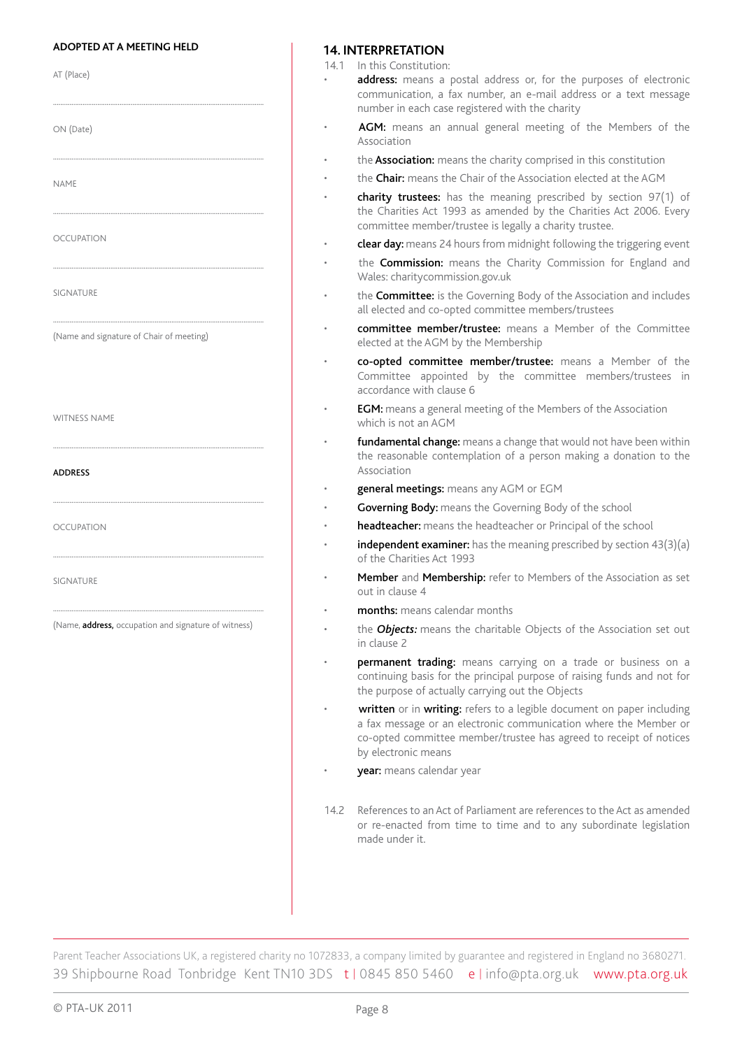**ADOPTED AT A MEETING HELD**

AT (Place)

..........................................................................................

ON (Date)

..........................................................................................

NAME

..........................................................................................

OCCUPATION

..........................................................................................

SIGNATURE

..........................................................................................

(Name and signature of Chair of meeting)

WITNESS NAME

..........................................................................................

**ADDRESS**

..........................................................................................

OCCUPATION

..........................................................................................

SIGNATURE

..........................................................................................

(Name, **address,** occupation and signature of witness)

## 14. INTERPRETATION

14.1 In this Constitution:

- **address:** means a postal address or, for the purposes of electronic communication, a fax number, an e-mail address or a text message number in each case registered with the charity
- **AGM:** means an annual general meeting of the Members of the Association
- the **Association:** means the charity comprised in this constitution
- the **Chair:** means the Chair of the Association elected at the AGM
- **charity trustees:** has the meaning prescribed by section 97(1) of the Charities Act 1993 as amended by the Charities Act 2006. Every committee member/trustee is legally a charity trustee.
- **clear day:** means 24 hours from midnight following the triggering event
- the **Commission:** means the Charity Commission for England and Wales: charitycommission.gov.uk
- the **Committee:** is the Governing Body of the Association and includes all elected and co-opted committee members/trustees
- **committee member/trustee:** means a Member of the Committee elected at the AGM by the Membership
- **co-opted committee member/trustee:** means a Member of the Committee appointed by the committee members/trustees in accordance with clause 6
- **EGM:** means a general meeting of the Members of the Association which is not an AGM
- **fundamental change:** means a change that would not have been within the reasonable contemplation of a person making a donation to the Association
- **general meetings:** means any AGM or EGM
- **Governing Body:** means the Governing Body of the school
- **headteacher:** means the headteacher or Principal of the school
- **independent examiner:** has the meaning prescribed by section 43(3)(a) of the Charities Act 1993
- **Member** and **Membership:** refer to Members of the Association as set out in clause 4
- **months:** means calendar months
- the ***Objects:*** means the charitable Objects of the Association set out in clause 2
- **permanent trading:** means carrying on a trade or business on a continuing basis for the principal purpose of raising funds and not for the purpose of actually carrying out the Objects
- **written** or in **writing:** refers to a legible document on paper including a fax message or an electronic communication where the Member or co-opted committee member/trustee has agreed to receipt of notices by electronic means
- **year:** means calendar year

14.2 References to an Act of Parliament are references to the Act as amended or re-enacted from time to time and to any subordinate legislation made under it.

Parent Teacher Associations UK, a registered charity no 1072833, a company limited by guarantee and registered in England no 3680271.
39 Shipbourne Road Tonbridge Kent TN10 3DS t | 0845 850 5460 e | info@pta.org.uk www.pta.org.uk

© PTA-UK 2011